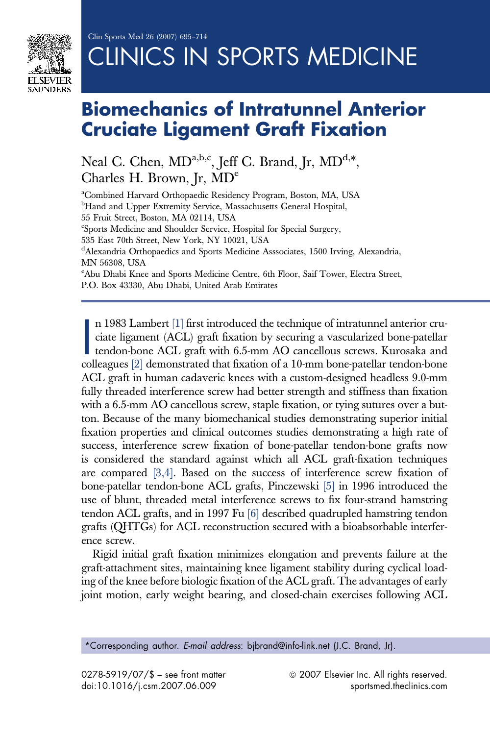# Biomechanics of Intratunnel Anterior Cruciate Ligament Graft Fixation

Neal C. Chen, MD[a,b,c], Jeff C. Brand, Jr, MD[d,*], Charles H. Brown, Jr, MD[e]

[a]Combined Harvard Orthopaedic Residency Program, Boston, MA, USA
[b]Hand and Upper Extremity Service, Massachusetts General Hospital, 55 Fruit Street, Boston, MA 02114, USA
[c]Sports Medicine and Shoulder Service, Hospital for Special Surgery, 535 East 70th Street, New York, NY 10021, USA
[d]Alexandria Orthopaedics and Sports Medicine Asssociates, 1500 Irving, Alexandria, MN 56308, USA
[e]Abu Dhabi Knee and Sports Medicine Centre, 6th Floor, Saif Tower, Electra Street, P.O. Box 43330, Abu Dhabi, United Arab Emirates

In 1983 Lambert [1] first introduced the technique of intratunnel anterior cruciate ligament (ACL) graft fixation by securing a vascularized bone-patellar tendon-bone ACL graft with 6.5-mm AO cancellous screws. Kurosaka and colleagues [2] demonstrated that fixation of a 10-mm bone-patellar tendon-bone ACL graft in human cadaveric knees with a custom-designed headless 9.0-mm fully threaded interference screw had better strength and stiffness than fixation with a 6.5-mm AO cancellous screw, staple fixation, or tying sutures over a button. Because of the many biomechanical studies demonstrating superior initial fixation properties and clinical outcomes studies demonstrating a high rate of success, interference screw fixation of bone-patellar tendon-bone grafts now is considered the standard against which all ACL graft-fixation techniques are compared [3,4]. Based on the success of interference screw fixation of bone-patellar tendon-bone ACL grafts, Pinczewski [5] in 1996 introduced the use of blunt, threaded metal interference screws to fix four-strand hamstring tendon ACL grafts, and in 1997 Fu [6] described quadrupled hamstring tendon grafts (QHTGs) for ACL reconstruction secured with a bioabsorbable interference screw.

Rigid initial graft fixation minimizes elongation and prevents failure at the graft-attachment sites, maintaining knee ligament stability during cyclical loading of the knee before biologic fixation of the ACL graft. The advantages of early joint motion, early weight bearing, and closed-chain exercises following ACL

*Corresponding author. *E-mail address:* bjbrand@info-link.net (J.C. Brand, Jr).

0278-5919/07/$ – see front matter © 2007 Elsevier Inc. All rights reserved.
doi:10.1016/j.csm.2007.06.009 sportsmed.theclinics.com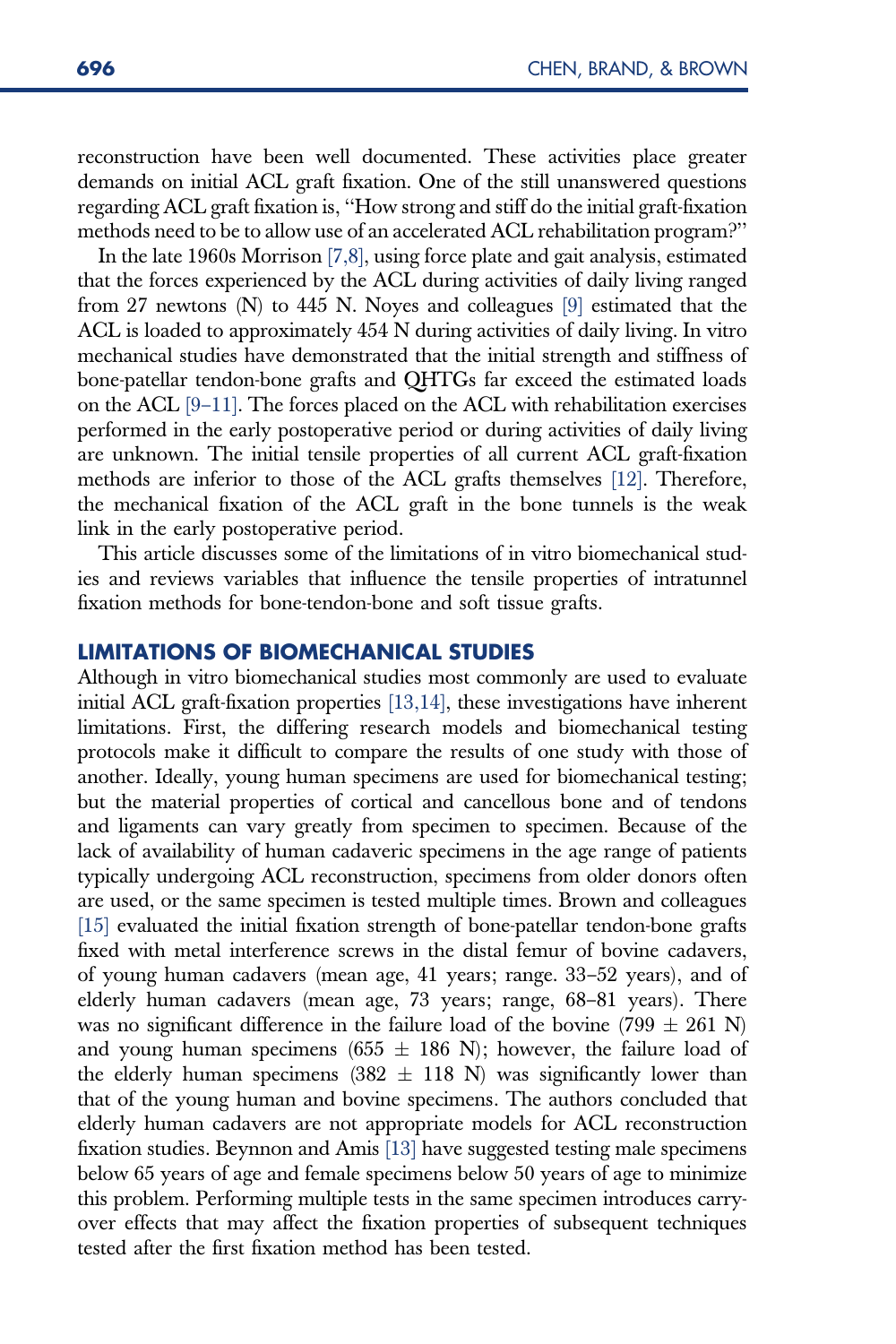reconstruction have been well documented. These activities place greater demands on initial ACL graft fixation. One of the still unanswered questions regarding ACL graft fixation is, "How strong and stiff do the initial graft-fixation methods need to be to allow use of an accelerated ACL rehabilitation program?"

In the late 1960s Morrison [7,8], using force plate and gait analysis, estimated that the forces experienced by the ACL during activities of daily living ranged from 27 newtons (N) to 445 N. Noyes and colleagues [9] estimated that the ACL is loaded to approximately 454 N during activities of daily living. In vitro mechanical studies have demonstrated that the initial strength and stiffness of bone-patellar tendon-bone grafts and QHTGs far exceed the estimated loads on the ACL [9–11]. The forces placed on the ACL with rehabilitation exercises performed in the early postoperative period or during activities of daily living are unknown. The initial tensile properties of all current ACL graft-fixation methods are inferior to those of the ACL grafts themselves [12]. Therefore, the mechanical fixation of the ACL graft in the bone tunnels is the weak link in the early postoperative period.

This article discusses some of the limitations of in vitro biomechanical studies and reviews variables that influence the tensile properties of intratunnel fixation methods for bone-tendon-bone and soft tissue grafts.

## LIMITATIONS OF BIOMECHANICAL STUDIES

Although in vitro biomechanical studies most commonly are used to evaluate initial ACL graft-fixation properties [13,14], these investigations have inherent limitations. First, the differing research models and biomechanical testing protocols make it difficult to compare the results of one study with those of another. Ideally, young human specimens are used for biomechanical testing; but the material properties of cortical and cancellous bone and of tendons and ligaments can vary greatly from specimen to specimen. Because of the lack of availability of human cadaveric specimens in the age range of patients typically undergoing ACL reconstruction, specimens from older donors often are used, or the same specimen is tested multiple times. Brown and colleagues [15] evaluated the initial fixation strength of bone-patellar tendon-bone grafts fixed with metal interference screws in the distal femur of bovine cadavers, of young human cadavers (mean age, 41 years; range. 33–52 years), and of elderly human cadavers (mean age, 73 years; range, 68–81 years). There was no significant difference in the failure load of the bovine ($799 \pm 261$ N) and young human specimens ($655 \pm 186$ N); however, the failure load of the elderly human specimens ($382 \pm 118$ N) was significantly lower than that of the young human and bovine specimens. The authors concluded that elderly human cadavers are not appropriate models for ACL reconstruction fixation studies. Beynnon and Amis [13] have suggested testing male specimens below 65 years of age and female specimens below 50 years of age to minimize this problem. Performing multiple tests in the same specimen introduces carry-over effects that may affect the fixation properties of subsequent techniques tested after the first fixation method has been tested.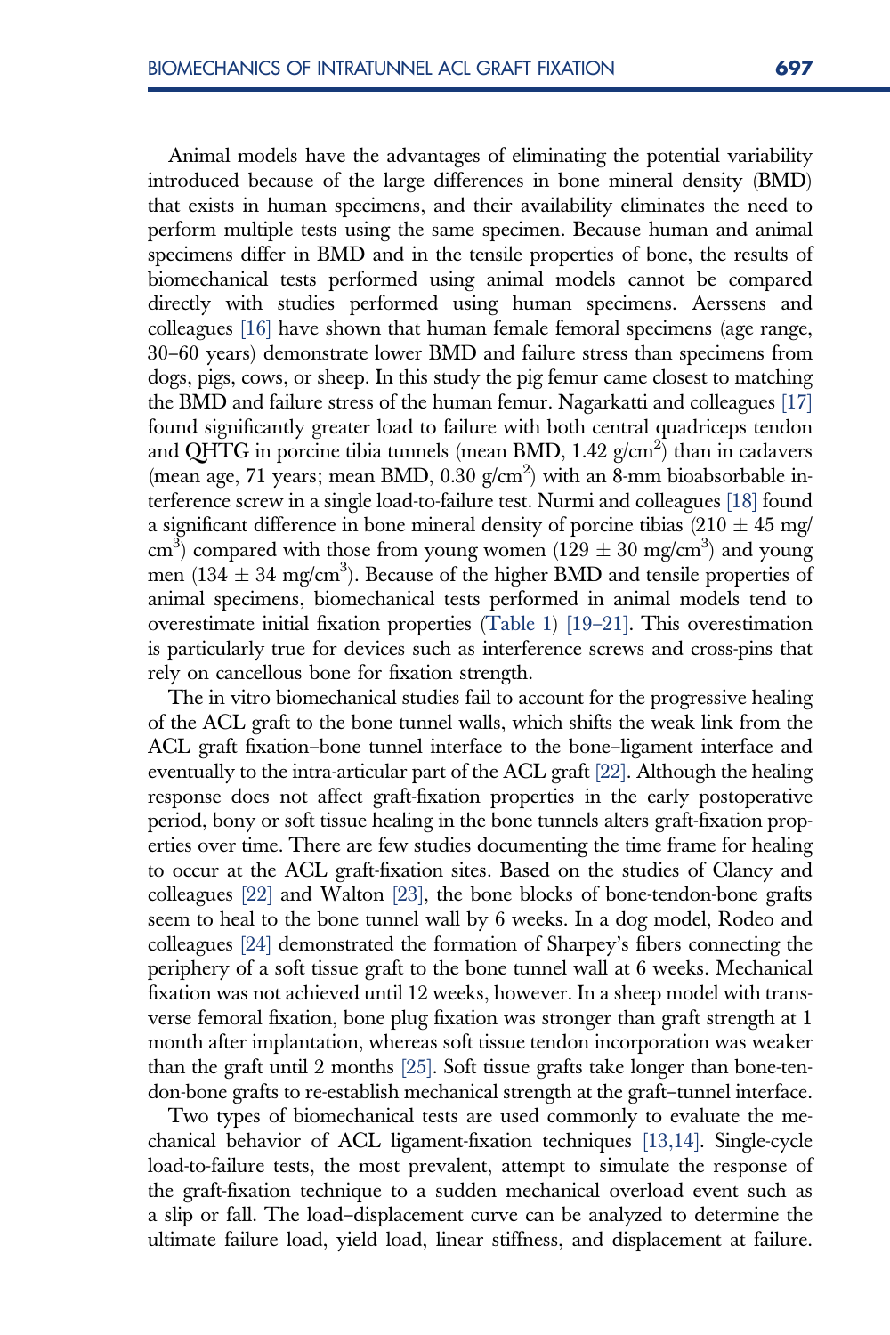Animal models have the advantages of eliminating the potential variability introduced because of the large differences in bone mineral density (BMD) that exists in human specimens, and their availability eliminates the need to perform multiple tests using the same specimen. Because human and animal specimens differ in BMD and in the tensile properties of bone, the results of biomechanical tests performed using animal models cannot be compared directly with studies performed using human specimens. Aerssens and colleagues [16] have shown that human female femoral specimens (age range, 30–60 years) demonstrate lower BMD and failure stress than specimens from dogs, pigs, cows, or sheep. In this study the pig femur came closest to matching the BMD and failure stress of the human femur. Nagarkatti and colleagues [17] found significantly greater load to failure with both central quadriceps tendon and QHTG in porcine tibia tunnels (mean BMD, 1.42 g/cm$^2$) than in cadavers (mean age, 71 years; mean BMD, 0.30 g/cm$^2$) with an 8-mm bioabsorbable interference screw in a single load-to-failure test. Nurmi and colleagues [18] found a significant difference in bone mineral density of porcine tibias (210 $\pm$ 45 mg/cm$^3$) compared with those from young women (129 $\pm$ 30 mg/cm$^3$) and young men (134 $\pm$ 34 mg/cm$^3$). Because of the higher BMD and tensile properties of animal specimens, biomechanical tests performed in animal models tend to overestimate initial fixation properties (Table 1) [19–21]. This overestimation is particularly true for devices such as interference screws and cross-pins that rely on cancellous bone for fixation strength.

The in vitro biomechanical studies fail to account for the progressive healing of the ACL graft to the bone tunnel walls, which shifts the weak link from the ACL graft fixation–bone tunnel interface to the bone–ligament interface and eventually to the intra-articular part of the ACL graft [22]. Although the healing response does not affect graft-fixation properties in the early postoperative period, bony or soft tissue healing in the bone tunnels alters graft-fixation properties over time. There are few studies documenting the time frame for healing to occur at the ACL graft-fixation sites. Based on the studies of Clancy and colleagues [22] and Walton [23], the bone blocks of bone-tendon-bone grafts seem to heal to the bone tunnel wall by 6 weeks. In a dog model, Rodeo and colleagues [24] demonstrated the formation of Sharpey's fibers connecting the periphery of a soft tissue graft to the bone tunnel wall at 6 weeks. Mechanical fixation was not achieved until 12 weeks, however. In a sheep model with transverse femoral fixation, bone plug fixation was stronger than graft strength at 1 month after implantation, whereas soft tissue tendon incorporation was weaker than the graft until 2 months [25]. Soft tissue grafts take longer than bone-tendon-bone grafts to re-establish mechanical strength at the graft–tunnel interface.

Two types of biomechanical tests are used commonly to evaluate the mechanical behavior of ACL ligament-fixation techniques [13,14]. Single-cycle load-to-failure tests, the most prevalent, attempt to simulate the response of the graft-fixation technique to a sudden mechanical overload event such as a slip or fall. The load–displacement curve can be analyzed to determine the ultimate failure load, yield load, linear stiffness, and displacement at failure.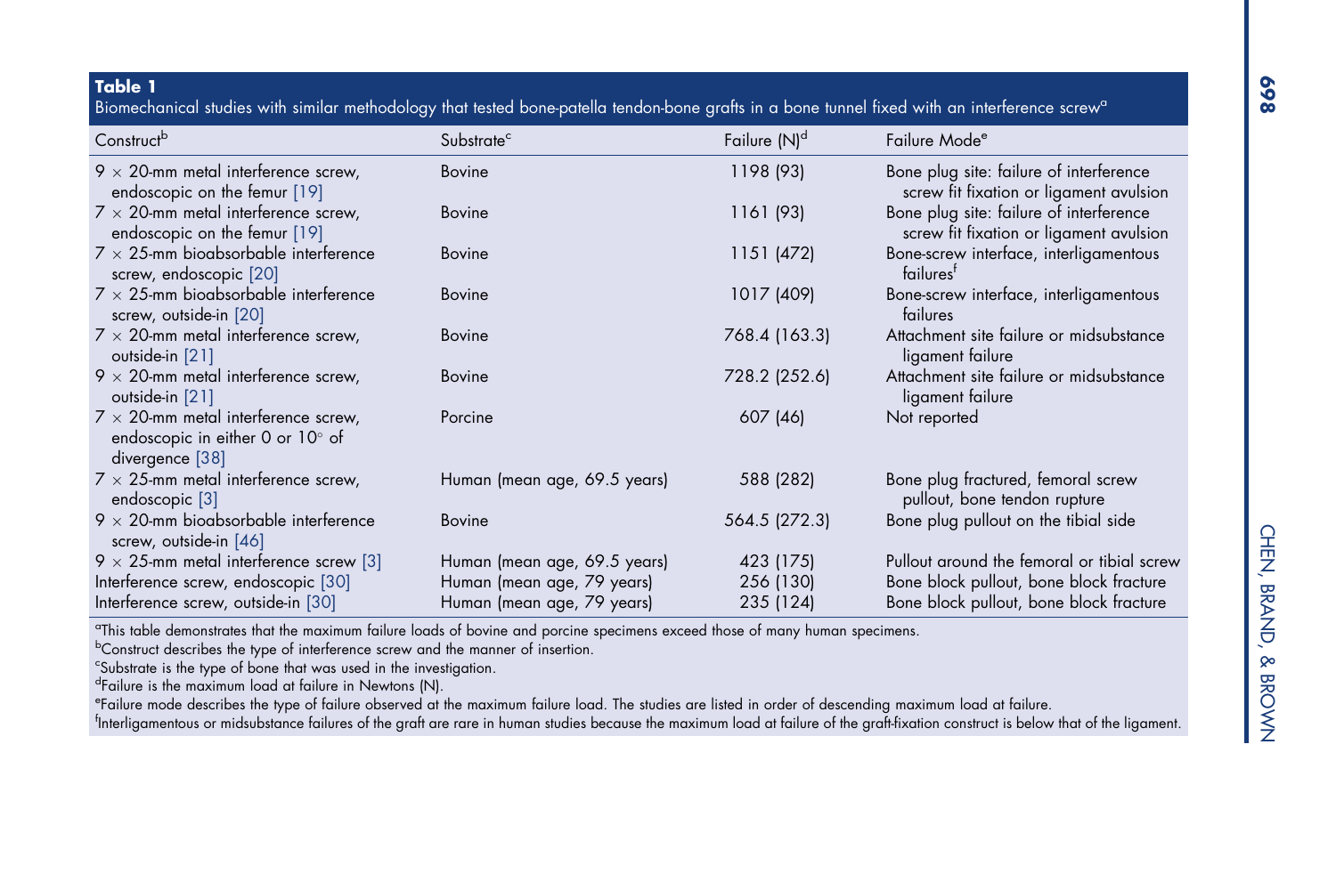**Table 1**
Biomechanical studies with similar methodology that tested bone-patella tendon-bone grafts in a bone tunnel fixed with an interference screw[a]

| Construct[b] | Substrate[c] | Failure (N)[d] | Failure Mode[e] |
|---|---|---|---|
| 9 × 20-mm metal interference screw, endoscopic on the femur [19] | Bovine | 1198 (93) | Bone plug site: failure of interference screw fit fixation or ligament avulsion |
| 7 × 20-mm metal interference screw, endoscopic on the femur [19] | Bovine | 1161 (93) | Bone plug site: failure of interference screw fit fixation or ligament avulsion |
| 7 × 25-mm bioabsorbable interference screw, endoscopic [20] | Bovine | 1151 (472) | Bone-screw interface, interligamentous failures[f] |
| 7 × 25-mm bioabsorbable interference screw, outside-in [20] | Bovine | 1017 (409) | Bone-screw interface, interligamentous failures |
| 7 × 20-mm metal interference screw, outside-in [21] | Bovine | 768.4 (163.3) | Attachment site failure or midsubstance ligament failure |
| 9 × 20-mm metal interference screw, outside-in [21] | Bovine | 728.2 (252.6) | Attachment site failure or midsubstance ligament failure |
| 7 × 20-mm metal interference screw, endoscopic in either 0 or 10° of divergence [38] | Porcine | 607 (46) | Not reported |
| 7 × 25-mm metal interference screw, endoscopic [3] | Human (mean age, 69.5 years) | 588 (282) | Bone plug fractured, femoral screw pullout, bone tendon rupture |
| 9 × 20-mm bioabsorbable interference screw, outside-in [46] | Bovine | 564.5 (272.3) | Bone plug pullout on the tibial side |
| 9 × 25-mm metal interference screw [3] | Human (mean age, 69.5 years) | 423 (175) | Pullout around the femoral or tibial screw |
| Interference screw, endoscopic [30] | Human (mean age, 79 years) | 256 (130) | Bone block pullout, bone block fracture |
| Interference screw, outside-in [30] | Human (mean age, 79 years) | 235 (124) | Bone block pullout, bone block fracture |

[a]This table demonstrates that the maximum failure loads of bovine and porcine specimens exceed those of many human specimens.
[b]Construct describes the type of interference screw and the manner of insertion.
[c]Substrate is the type of bone that was used in the investigation.
[d]Failure is the maximum load at failure in Newtons (N).
[e]Failure mode describes the type of failure observed at the maximum failure load. The studies are listed in order of descending maximum load at failure.
[f]Interligamentous or midsubstance failures of the graft are rare in human studies because the maximum load at failure of the graft-fixation construct is below that of the ligament.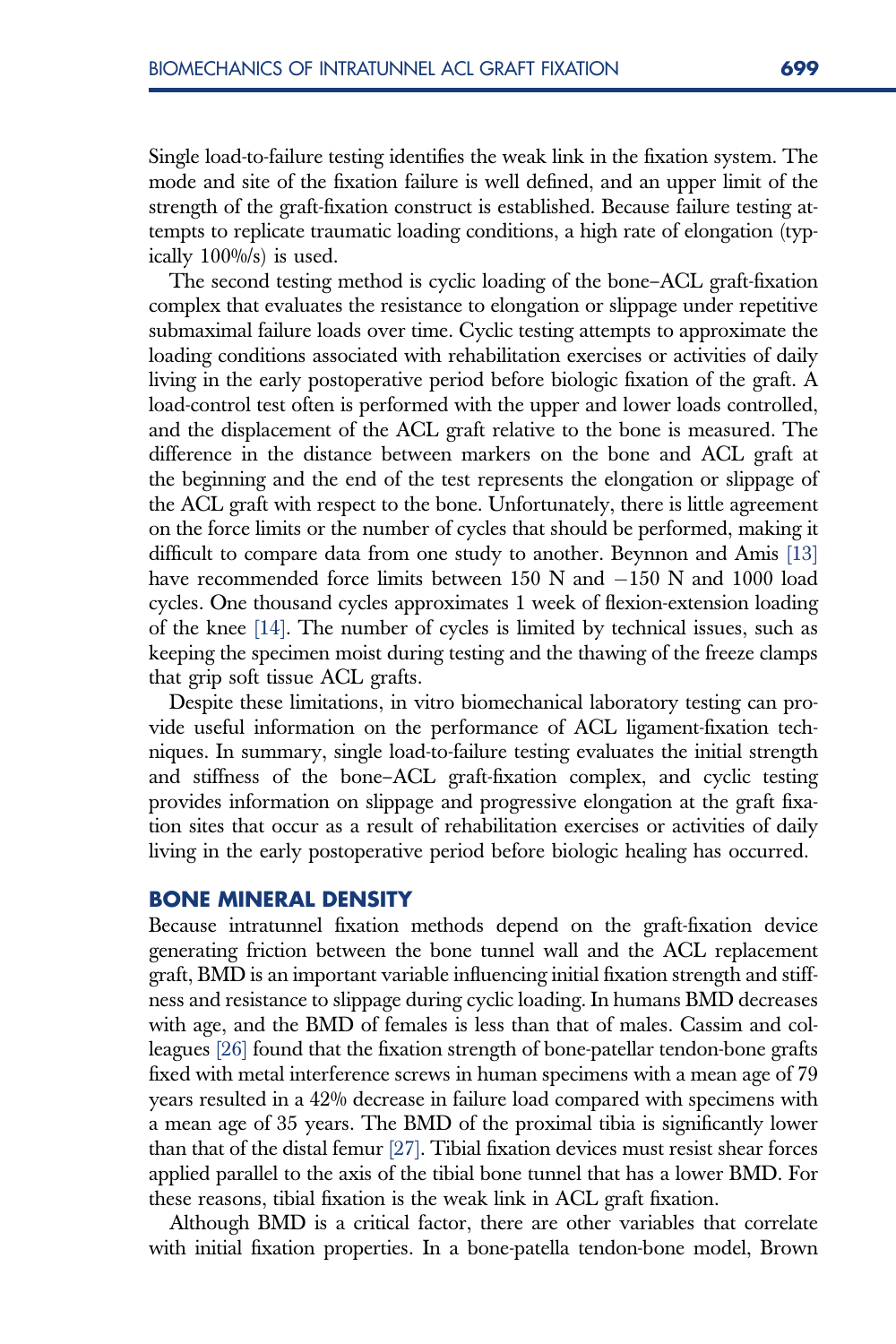Single load-to-failure testing identifies the weak link in the fixation system. The mode and site of the fixation failure is well defined, and an upper limit of the strength of the graft-fixation construct is established. Because failure testing attempts to replicate traumatic loading conditions, a high rate of elongation (typically 100%/s) is used.

The second testing method is cyclic loading of the bone–ACL graft-fixation complex that evaluates the resistance to elongation or slippage under repetitive submaximal failure loads over time. Cyclic testing attempts to approximate the loading conditions associated with rehabilitation exercises or activities of daily living in the early postoperative period before biologic fixation of the graft. A load-control test often is performed with the upper and lower loads controlled, and the displacement of the ACL graft relative to the bone is measured. The difference in the distance between markers on the bone and ACL graft at the beginning and the end of the test represents the elongation or slippage of the ACL graft with respect to the bone. Unfortunately, there is little agreement on the force limits or the number of cycles that should be performed, making it difficult to compare data from one study to another. Beynnon and Amis [13] have recommended force limits between 150 N and −150 N and 1000 load cycles. One thousand cycles approximates 1 week of flexion-extension loading of the knee [14]. The number of cycles is limited by technical issues, such as keeping the specimen moist during testing and the thawing of the freeze clamps that grip soft tissue ACL grafts.

Despite these limitations, in vitro biomechanical laboratory testing can provide useful information on the performance of ACL ligament-fixation techniques. In summary, single load-to-failure testing evaluates the initial strength and stiffness of the bone–ACL graft-fixation complex, and cyclic testing provides information on slippage and progressive elongation at the graft fixation sites that occur as a result of rehabilitation exercises or activities of daily living in the early postoperative period before biologic healing has occurred.

## BONE MINERAL DENSITY

Because intratunnel fixation methods depend on the graft-fixation device generating friction between the bone tunnel wall and the ACL replacement graft, BMD is an important variable influencing initial fixation strength and stiffness and resistance to slippage during cyclic loading. In humans BMD decreases with age, and the BMD of females is less than that of males. Cassim and colleagues [26] found that the fixation strength of bone-patellar tendon-bone grafts fixed with metal interference screws in human specimens with a mean age of 79 years resulted in a 42% decrease in failure load compared with specimens with a mean age of 35 years. The BMD of the proximal tibia is significantly lower than that of the distal femur [27]. Tibial fixation devices must resist shear forces applied parallel to the axis of the tibial bone tunnel that has a lower BMD. For these reasons, tibial fixation is the weak link in ACL graft fixation.

Although BMD is a critical factor, there are other variables that correlate with initial fixation properties. In a bone-patella tendon-bone model, Brown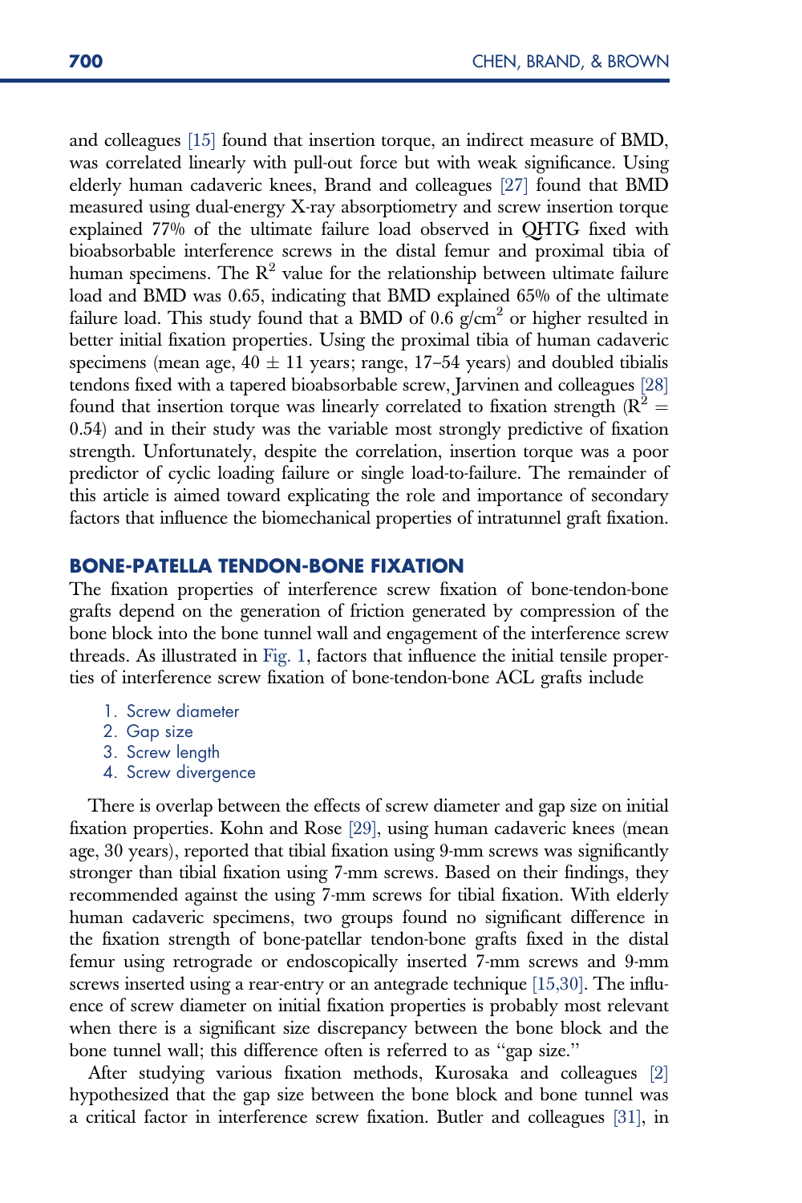and colleagues [15] found that insertion torque, an indirect measure of BMD, was correlated linearly with pull-out force but with weak significance. Using elderly human cadaveric knees, Brand and colleagues [27] found that BMD measured using dual-energy X-ray absorptiometry and screw insertion torque explained 77% of the ultimate failure load observed in QHTG fixed with bioabsorbable interference screws in the distal femur and proximal tibia of human specimens. The $R^2$ value for the relationship between ultimate failure load and BMD was 0.65, indicating that BMD explained 65% of the ultimate failure load. This study found that a BMD of 0.6 g/cm$^2$ or higher resulted in better initial fixation properties. Using the proximal tibia of human cadaveric specimens (mean age, 40 ± 11 years; range, 17–54 years) and doubled tibialis tendons fixed with a tapered bioabsorbable screw, Jarvinen and colleagues [28] found that insertion torque was linearly correlated to fixation strength ($R^2 = 0.54$) and in their study was the variable most strongly predictive of fixation strength. Unfortunately, despite the correlation, insertion torque was a poor predictor of cyclic loading failure or single load-to-failure. The remainder of this article is aimed toward explicating the role and importance of secondary factors that influence the biomechanical properties of intratunnel graft fixation.

## BONE-PATELLA TENDON-BONE FIXATION

The fixation properties of interference screw fixation of bone-tendon-bone grafts depend on the generation of friction generated by compression of the bone block into the bone tunnel wall and engagement of the interference screw threads. As illustrated in Fig. 1, factors that influence the initial tensile properties of interference screw fixation of bone-tendon-bone ACL grafts include

1. Screw diameter
2. Gap size
3. Screw length
4. Screw divergence

There is overlap between the effects of screw diameter and gap size on initial fixation properties. Kohn and Rose [29], using human cadaveric knees (mean age, 30 years), reported that tibial fixation using 9-mm screws was significantly stronger than tibial fixation using 7-mm screws. Based on their findings, they recommended against the using 7-mm screws for tibial fixation. With elderly human cadaveric specimens, two groups found no significant difference in the fixation strength of bone-patellar tendon-bone grafts fixed in the distal femur using retrograde or endoscopically inserted 7-mm screws and 9-mm screws inserted using a rear-entry or an antegrade technique [15,30]. The influence of screw diameter on initial fixation properties is probably most relevant when there is a significant size discrepancy between the bone block and the bone tunnel wall; this difference often is referred to as "gap size."

After studying various fixation methods, Kurosaka and colleagues [2] hypothesized that the gap size between the bone block and bone tunnel was a critical factor in interference screw fixation. Butler and colleagues [31], in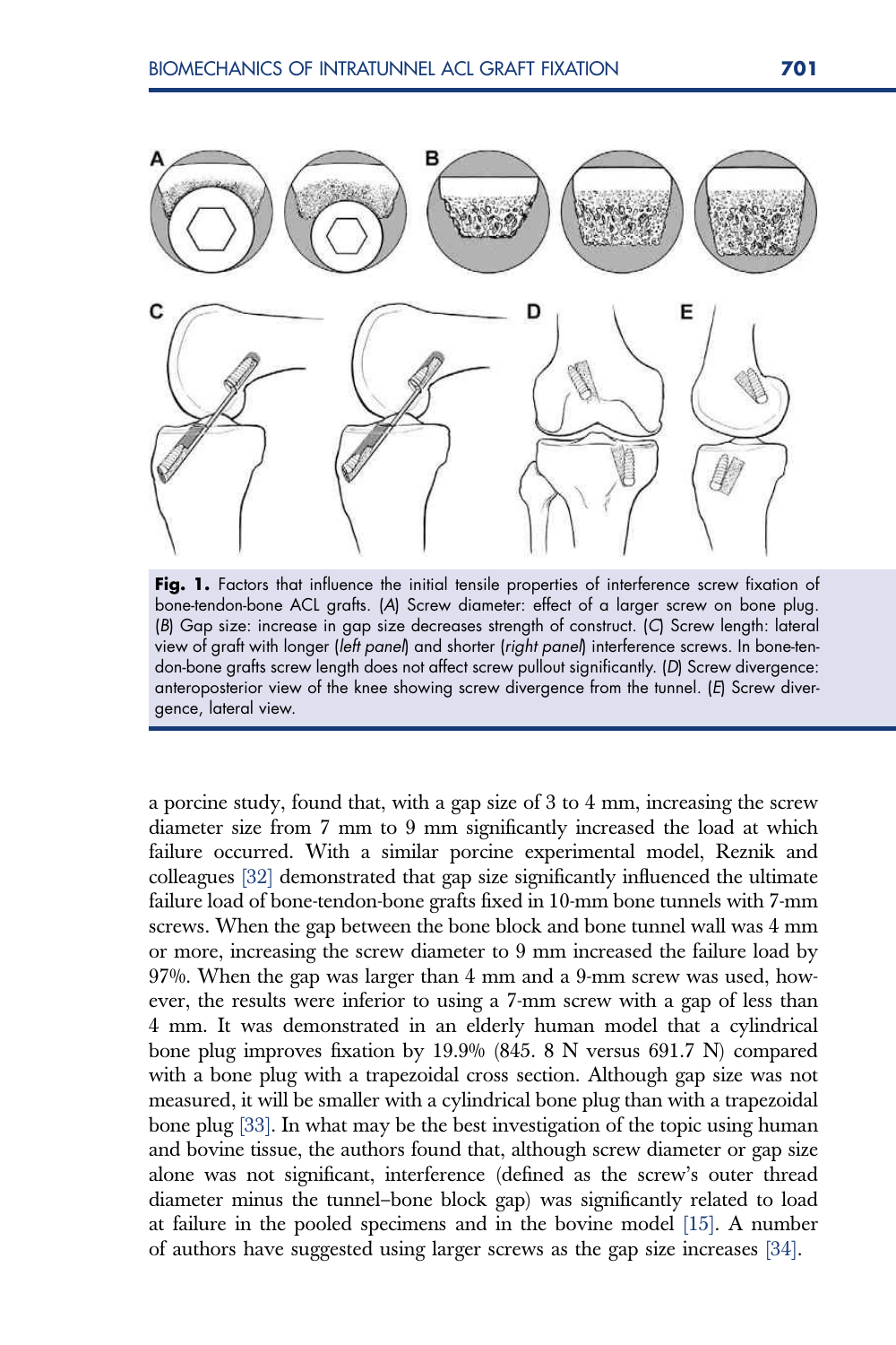**Fig. 1.** Factors that influence the initial tensile properties of interference screw fixation of bone-tendon-bone ACL grafts. (*A*) Screw diameter: effect of a larger screw on bone plug. (*B*) Gap size: increase in gap size decreases strength of construct. (*C*) Screw length: lateral view of graft with longer (*left panel*) and shorter (*right panel*) interference screws. In bone-tendon-bone grafts screw length does not affect screw pullout significantly. (*D*) Screw divergence: anteroposterior view of the knee showing screw divergence from the tunnel. (*E*) Screw divergence, lateral view.

a porcine study, found that, with a gap size of 3 to 4 mm, increasing the screw diameter size from 7 mm to 9 mm significantly increased the load at which failure occurred. With a similar porcine experimental model, Reznik and colleagues [32] demonstrated that gap size significantly influenced the ultimate failure load of bone-tendon-bone grafts fixed in 10-mm bone tunnels with 7-mm screws. When the gap between the bone block and bone tunnel wall was 4 mm or more, increasing the screw diameter to 9 mm increased the failure load by 97%. When the gap was larger than 4 mm and a 9-mm screw was used, however, the results were inferior to using a 7-mm screw with a gap of less than 4 mm. It was demonstrated in an elderly human model that a cylindrical bone plug improves fixation by 19.9% (845. 8 N versus 691.7 N) compared with a bone plug with a trapezoidal cross section. Although gap size was not measured, it will be smaller with a cylindrical bone plug than with a trapezoidal bone plug [33]. In what may be the best investigation of the topic using human and bovine tissue, the authors found that, although screw diameter or gap size alone was not significant, interference (defined as the screw's outer thread diameter minus the tunnel–bone block gap) was significantly related to load at failure in the pooled specimens and in the bovine model [15]. A number of authors have suggested using larger screws as the gap size increases [34].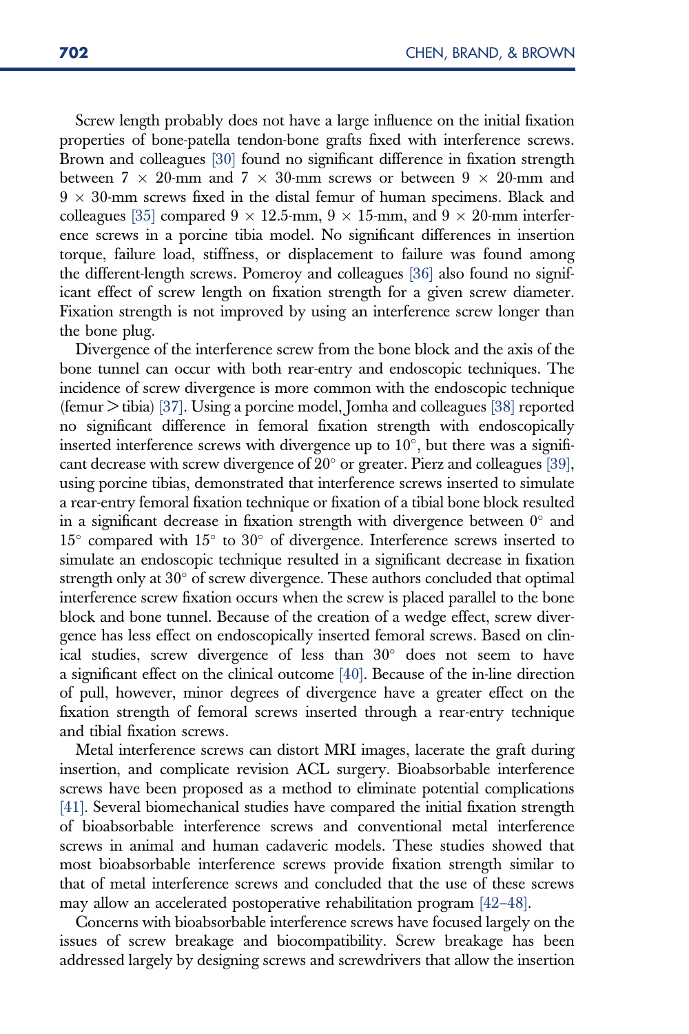Screw length probably does not have a large influence on the initial fixation properties of bone-patella tendon-bone grafts fixed with interference screws. Brown and colleagues [30] found no significant difference in fixation strength between $7 \times 20$-mm and $7 \times 30$-mm screws or between $9 \times 20$-mm and $9 \times 30$-mm screws fixed in the distal femur of human specimens. Black and colleagues [35] compared $9 \times 12.5$-mm, $9 \times 15$-mm, and $9 \times 20$-mm interference screws in a porcine tibia model. No significant differences in insertion torque, failure load, stiffness, or displacement to failure was found among the different-length screws. Pomeroy and colleagues [36] also found no significant effect of screw length on fixation strength for a given screw diameter. Fixation strength is not improved by using an interference screw longer than the bone plug.

Divergence of the interference screw from the bone block and the axis of the bone tunnel can occur with both rear-entry and endoscopic techniques. The incidence of screw divergence is more common with the endoscopic technique (femur > tibia) [37]. Using a porcine model, Jomha and colleagues [38] reported no significant difference in femoral fixation strength with endoscopically inserted interference screws with divergence up to 10°, but there was a significant decrease with screw divergence of 20° or greater. Pierz and colleagues [39], using porcine tibias, demonstrated that interference screws inserted to simulate a rear-entry femoral fixation technique or fixation of a tibial bone block resulted in a significant decrease in fixation strength with divergence between 0° and 15° compared with 15° to 30° of divergence. Interference screws inserted to simulate an endoscopic technique resulted in a significant decrease in fixation strength only at 30° of screw divergence. These authors concluded that optimal interference screw fixation occurs when the screw is placed parallel to the bone block and bone tunnel. Because of the creation of a wedge effect, screw divergence has less effect on endoscopically inserted femoral screws. Based on clinical studies, screw divergence of less than 30° does not seem to have a significant effect on the clinical outcome [40]. Because of the in-line direction of pull, however, minor degrees of divergence have a greater effect on the fixation strength of femoral screws inserted through a rear-entry technique and tibial fixation screws.

Metal interference screws can distort MRI images, lacerate the graft during insertion, and complicate revision ACL surgery. Bioabsorbable interference screws have been proposed as a method to eliminate potential complications [41]. Several biomechanical studies have compared the initial fixation strength of bioabsorbable interference screws and conventional metal interference screws in animal and human cadaveric models. These studies showed that most bioabsorbable interference screws provide fixation strength similar to that of metal interference screws and concluded that the use of these screws may allow an accelerated postoperative rehabilitation program [42–48].

Concerns with bioabsorbable interference screws have focused largely on the issues of screw breakage and biocompatibility. Screw breakage has been addressed largely by designing screws and screwdrivers that allow the insertion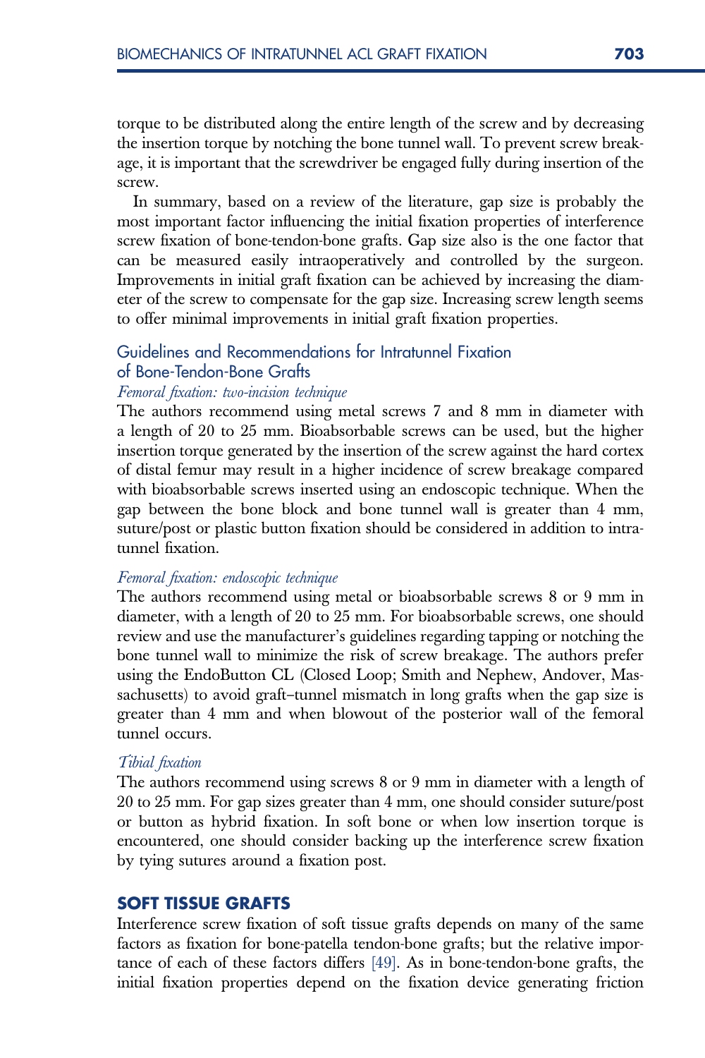torque to be distributed along the entire length of the screw and by decreasing the insertion torque by notching the bone tunnel wall. To prevent screw breakage, it is important that the screwdriver be engaged fully during insertion of the screw.

In summary, based on a review of the literature, gap size is probably the most important factor influencing the initial fixation properties of interference screw fixation of bone-tendon-bone grafts. Gap size also is the one factor that can be measured easily intraoperatively and controlled by the surgeon. Improvements in initial graft fixation can be achieved by increasing the diameter of the screw to compensate for the gap size. Increasing screw length seems to offer minimal improvements in initial graft fixation properties.

### Guidelines and Recommendations for Intratunnel Fixation of Bone-Tendon-Bone Grafts

#### *Femoral fixation: two-incision technique*

The authors recommend using metal screws 7 and 8 mm in diameter with a length of 20 to 25 mm. Bioabsorbable screws can be used, but the higher insertion torque generated by the insertion of the screw against the hard cortex of distal femur may result in a higher incidence of screw breakage compared with bioabsorbable screws inserted using an endoscopic technique. When the gap between the bone block and bone tunnel wall is greater than 4 mm, suture/post or plastic button fixation should be considered in addition to intratunnel fixation.

#### *Femoral fixation: endoscopic technique*

The authors recommend using metal or bioabsorbable screws 8 or 9 mm in diameter, with a length of 20 to 25 mm. For bioabsorbable screws, one should review and use the manufacturer's guidelines regarding tapping or notching the bone tunnel wall to minimize the risk of screw breakage. The authors prefer using the EndoButton CL (Closed Loop; Smith and Nephew, Andover, Massachusetts) to avoid graft–tunnel mismatch in long grafts when the gap size is greater than 4 mm and when blowout of the posterior wall of the femoral tunnel occurs.

#### *Tibial fixation*

The authors recommend using screws 8 or 9 mm in diameter with a length of 20 to 25 mm. For gap sizes greater than 4 mm, one should consider suture/post or button as hybrid fixation. In soft bone or when low insertion torque is encountered, one should consider backing up the interference screw fixation by tying sutures around a fixation post.

## SOFT TISSUE GRAFTS

Interference screw fixation of soft tissue grafts depends on many of the same factors as fixation for bone-patella tendon-bone grafts; but the relative importance of each of these factors differs [49]. As in bone-tendon-bone grafts, the initial fixation properties depend on the fixation device generating friction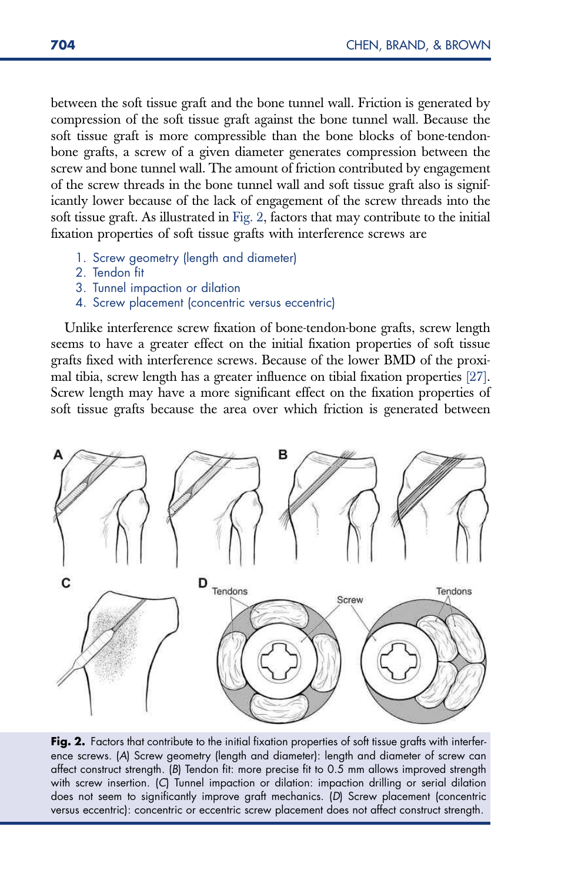between the soft tissue graft and the bone tunnel wall. Friction is generated by compression of the soft tissue graft against the bone tunnel wall. Because the soft tissue graft is more compressible than the bone blocks of bone-tendon-bone grafts, a screw of a given diameter generates compression between the screw and bone tunnel wall. The amount of friction contributed by engagement of the screw threads in the bone tunnel wall and soft tissue graft also is significantly lower because of the lack of engagement of the screw threads into the soft tissue graft. As illustrated in Fig. 2, factors that may contribute to the initial fixation properties of soft tissue grafts with interference screws are

1. Screw geometry (length and diameter)
2. Tendon fit
3. Tunnel impaction or dilation
4. Screw placement (concentric versus eccentric)

Unlike interference screw fixation of bone-tendon-bone grafts, screw length seems to have a greater effect on the initial fixation properties of soft tissue grafts fixed with interference screws. Because of the lower BMD of the proximal tibia, screw length has a greater influence on tibial fixation properties [27]. Screw length may have a more significant effect on the fixation properties of soft tissue grafts because the area over which friction is generated between

**Fig. 2.** Factors that contribute to the initial fixation properties of soft tissue grafts with interference screws. (*A*) Screw geometry (length and diameter): length and diameter of screw can affect construct strength. (*B*) Tendon fit: more precise fit to 0.5 mm allows improved strength with screw insertion. (*C*) Tunnel impaction or dilation: impaction drilling or serial dilation does not seem to significantly improve graft mechanics. (*D*) Screw placement (concentric versus eccentric): concentric or eccentric screw placement does not affect construct strength.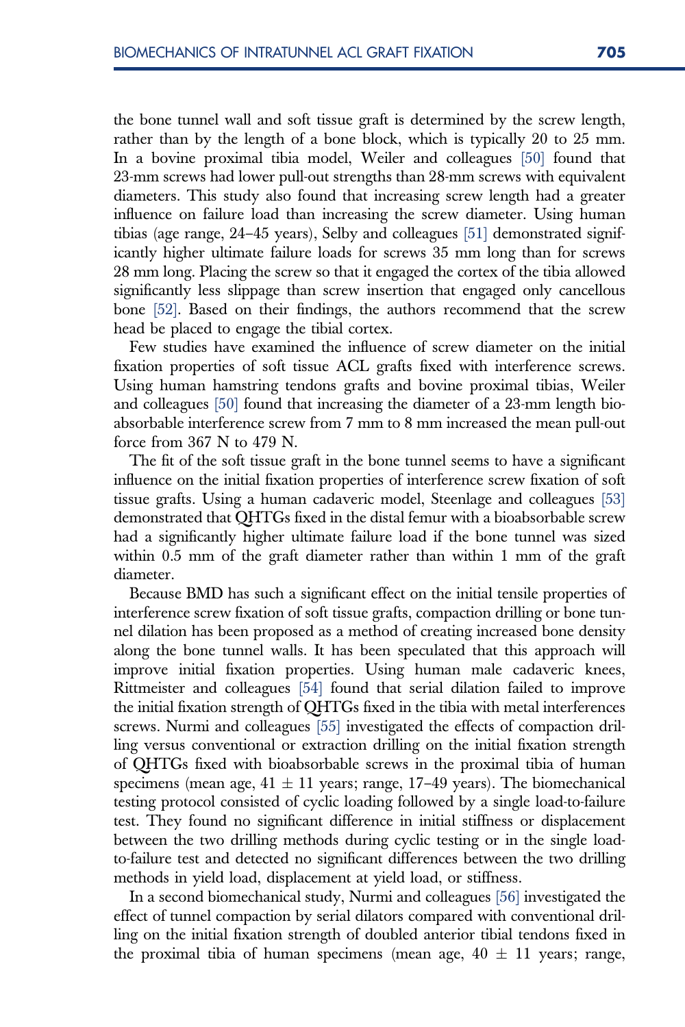the bone tunnel wall and soft tissue graft is determined by the screw length, rather than by the length of a bone block, which is typically 20 to 25 mm. In a bovine proximal tibia model, Weiler and colleagues [50] found that 23-mm screws had lower pull-out strengths than 28-mm screws with equivalent diameters. This study also found that increasing screw length had a greater influence on failure load than increasing the screw diameter. Using human tibias (age range, 24–45 years), Selby and colleagues [51] demonstrated significantly higher ultimate failure loads for screws 35 mm long than for screws 28 mm long. Placing the screw so that it engaged the cortex of the tibia allowed significantly less slippage than screw insertion that engaged only cancellous bone [52]. Based on their findings, the authors recommend that the screw head be placed to engage the tibial cortex.

Few studies have examined the influence of screw diameter on the initial fixation properties of soft tissue ACL grafts fixed with interference screws. Using human hamstring tendons grafts and bovine proximal tibias, Weiler and colleagues [50] found that increasing the diameter of a 23-mm length bioabsorbable interference screw from 7 mm to 8 mm increased the mean pull-out force from 367 N to 479 N.

The fit of the soft tissue graft in the bone tunnel seems to have a significant influence on the initial fixation properties of interference screw fixation of soft tissue grafts. Using a human cadaveric model, Steenlage and colleagues [53] demonstrated that QHTGs fixed in the distal femur with a bioabsorbable screw had a significantly higher ultimate failure load if the bone tunnel was sized within 0.5 mm of the graft diameter rather than within 1 mm of the graft diameter.

Because BMD has such a significant effect on the initial tensile properties of interference screw fixation of soft tissue grafts, compaction drilling or bone tunnel dilation has been proposed as a method of creating increased bone density along the bone tunnel walls. It has been speculated that this approach will improve initial fixation properties. Using human male cadaveric knees, Rittmeister and colleagues [54] found that serial dilation failed to improve the initial fixation strength of QHTGs fixed in the tibia with metal interferences screws. Nurmi and colleagues [55] investigated the effects of compaction drilling versus conventional or extraction drilling on the initial fixation strength of QHTGs fixed with bioabsorbable screws in the proximal tibia of human specimens (mean age, 41 ± 11 years; range, 17–49 years). The biomechanical testing protocol consisted of cyclic loading followed by a single load-to-failure test. They found no significant difference in initial stiffness or displacement between the two drilling methods during cyclic testing or in the single load-to-failure test and detected no significant differences between the two drilling methods in yield load, displacement at yield load, or stiffness.

In a second biomechanical study, Nurmi and colleagues [56] investigated the effect of tunnel compaction by serial dilators compared with conventional drilling on the initial fixation strength of doubled anterior tibial tendons fixed in the proximal tibia of human specimens (mean age, 40 ± 11 years; range,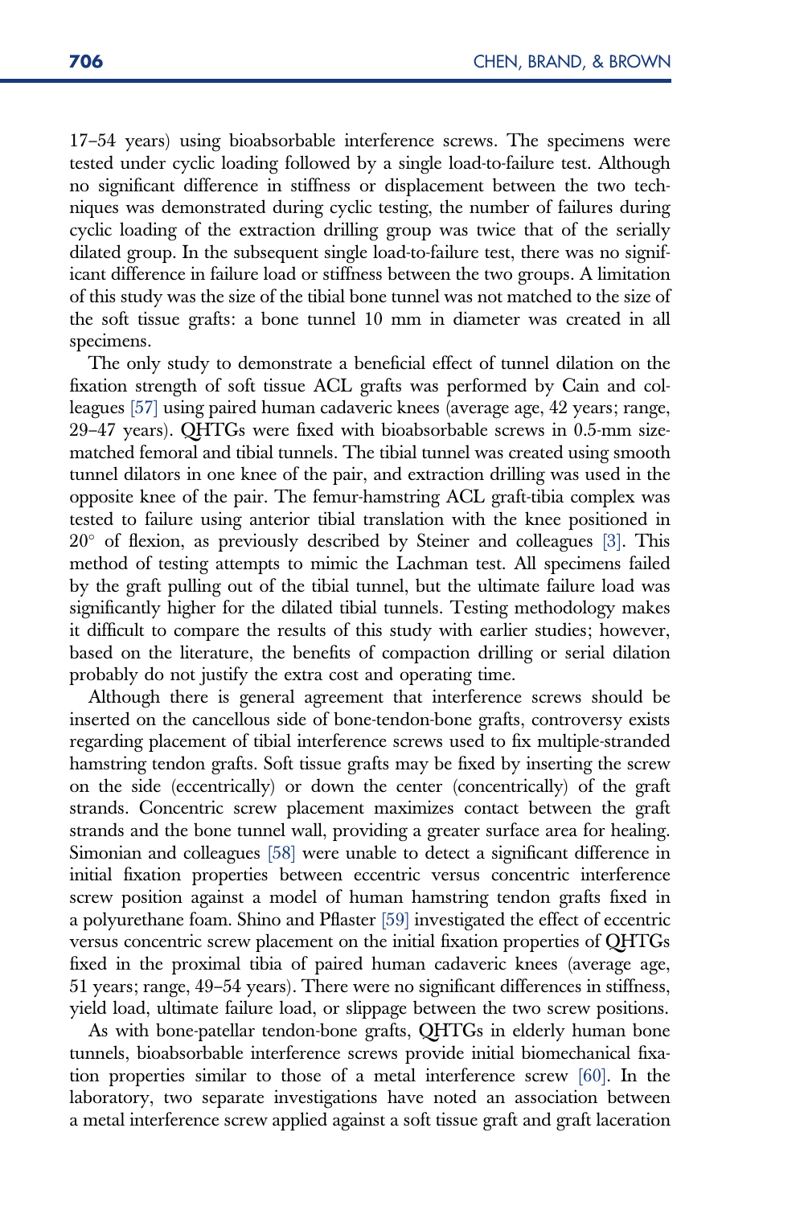17–54 years) using bioabsorbable interference screws. The specimens were tested under cyclic loading followed by a single load-to-failure test. Although no significant difference in stiffness or displacement between the two techniques was demonstrated during cyclic testing, the number of failures during cyclic loading of the extraction drilling group was twice that of the serially dilated group. In the subsequent single load-to-failure test, there was no significant difference in failure load or stiffness between the two groups. A limitation of this study was the size of the tibial bone tunnel was not matched to the size of the soft tissue grafts: a bone tunnel 10 mm in diameter was created in all specimens.

The only study to demonstrate a beneficial effect of tunnel dilation on the fixation strength of soft tissue ACL grafts was performed by Cain and colleagues [57] using paired human cadaveric knees (average age, 42 years; range, 29–47 years). QHTGs were fixed with bioabsorbable screws in 0.5-mm size-matched femoral and tibial tunnels. The tibial tunnel was created using smooth tunnel dilators in one knee of the pair, and extraction drilling was used in the opposite knee of the pair. The femur-hamstring ACL graft-tibia complex was tested to failure using anterior tibial translation with the knee positioned in 20° of flexion, as previously described by Steiner and colleagues [3]. This method of testing attempts to mimic the Lachman test. All specimens failed by the graft pulling out of the tibial tunnel, but the ultimate failure load was significantly higher for the dilated tibial tunnels. Testing methodology makes it difficult to compare the results of this study with earlier studies; however, based on the literature, the benefits of compaction drilling or serial dilation probably do not justify the extra cost and operating time.

Although there is general agreement that interference screws should be inserted on the cancellous side of bone-tendon-bone grafts, controversy exists regarding placement of tibial interference screws used to fix multiple-stranded hamstring tendon grafts. Soft tissue grafts may be fixed by inserting the screw on the side (eccentrically) or down the center (concentrically) of the graft strands. Concentric screw placement maximizes contact between the graft strands and the bone tunnel wall, providing a greater surface area for healing. Simonian and colleagues [58] were unable to detect a significant difference in initial fixation properties between eccentric versus concentric interference screw position against a model of human hamstring tendon grafts fixed in a polyurethane foam. Shino and Pflaster [59] investigated the effect of eccentric versus concentric screw placement on the initial fixation properties of QHTGs fixed in the proximal tibia of paired human cadaveric knees (average age, 51 years; range, 49–54 years). There were no significant differences in stiffness, yield load, ultimate failure load, or slippage between the two screw positions.

As with bone-patellar tendon-bone grafts, QHTGs in elderly human bone tunnels, bioabsorbable interference screws provide initial biomechanical fixation properties similar to those of a metal interference screw [60]. In the laboratory, two separate investigations have noted an association between a metal interference screw applied against a soft tissue graft and graft laceration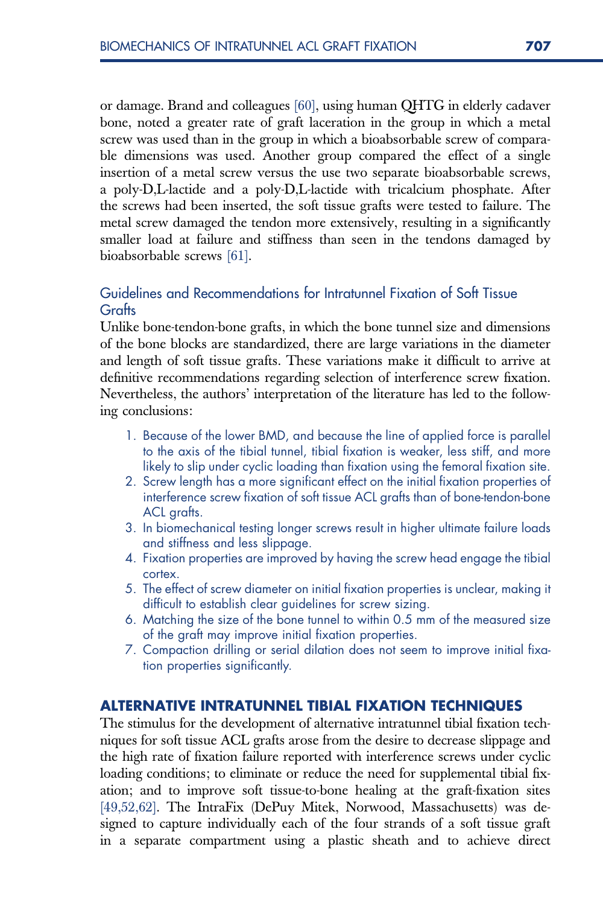or damage. Brand and colleagues [60], using human QHTG in elderly cadaver bone, noted a greater rate of graft laceration in the group in which a metal screw was used than in the group in which a bioabsorbable screw of comparable dimensions was used. Another group compared the effect of a single insertion of a metal screw versus the use two separate bioabsorbable screws, a poly-D,L-lactide and a poly-D,L-lactide with tricalcium phosphate. After the screws had been inserted, the soft tissue grafts were tested to failure. The metal screw damaged the tendon more extensively, resulting in a significantly smaller load at failure and stiffness than seen in the tendons damaged by bioabsorbable screws [61].

### Guidelines and Recommendations for Intratunnel Fixation of Soft Tissue Grafts

Unlike bone-tendon-bone grafts, in which the bone tunnel size and dimensions of the bone blocks are standardized, there are large variations in the diameter and length of soft tissue grafts. These variations make it difficult to arrive at definitive recommendations regarding selection of interference screw fixation. Nevertheless, the authors' interpretation of the literature has led to the following conclusions:

1. Because of the lower BMD, and because the line of applied force is parallel to the axis of the tibial tunnel, tibial fixation is weaker, less stiff, and more likely to slip under cyclic loading than fixation using the femoral fixation site.
2. Screw length has a more significant effect on the initial fixation properties of interference screw fixation of soft tissue ACL grafts than of bone-tendon-bone ACL grafts.
3. In biomechanical testing longer screws result in higher ultimate failure loads and stiffness and less slippage.
4. Fixation properties are improved by having the screw head engage the tibial cortex.
5. The effect of screw diameter on initial fixation properties is unclear, making it difficult to establish clear guidelines for screw sizing.
6. Matching the size of the bone tunnel to within 0.5 mm of the measured size of the graft may improve initial fixation properties.
7. Compaction drilling or serial dilation does not seem to improve initial fixation properties significantly.

## ALTERNATIVE INTRATUNNEL TIBIAL FIXATION TECHNIQUES

The stimulus for the development of alternative intratunnel tibial fixation techniques for soft tissue ACL grafts arose from the desire to decrease slippage and the high rate of fixation failure reported with interference screws under cyclic loading conditions; to eliminate or reduce the need for supplemental tibial fixation; and to improve soft tissue-to-bone healing at the graft-fixation sites [49,52,62]. The IntraFix (DePuy Mitek, Norwood, Massachusetts) was designed to capture individually each of the four strands of a soft tissue graft in a separate compartment using a plastic sheath and to achieve direct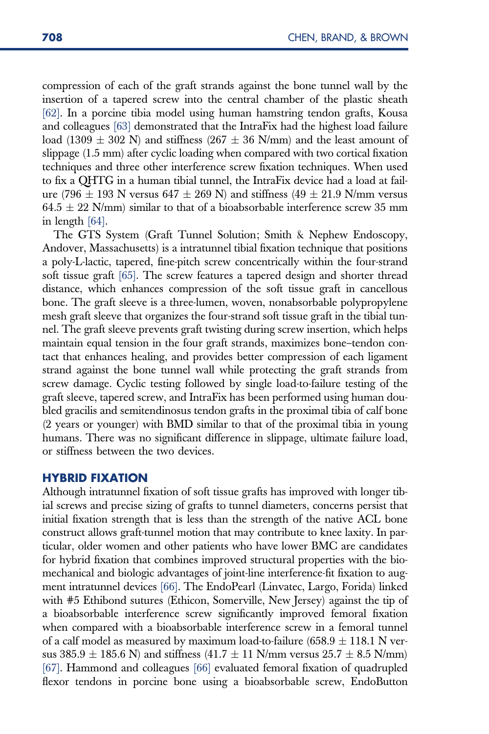compression of each of the graft strands against the bone tunnel wall by the insertion of a tapered screw into the central chamber of the plastic sheath [62]. In a porcine tibia model using human hamstring tendon grafts, Kousa and colleagues [63] demonstrated that the IntraFix had the highest load failure load (1309 ± 302 N) and stiffness (267 ± 36 N/mm) and the least amount of slippage (1.5 mm) after cyclic loading when compared with two cortical fixation techniques and three other interference screw fixation techniques. When used to fix a QHTG in a human tibial tunnel, the IntraFix device had a load at failure (796 ± 193 N versus 647 ± 269 N) and stiffness (49 ± 21.9 N/mm versus 64.5 ± 22 N/mm) similar to that of a bioabsorbable interference screw 35 mm in length [64].

The GTS System (Graft Tunnel Solution; Smith & Nephew Endoscopy, Andover, Massachusetts) is a intratunnel tibial fixation technique that positions a poly-L-lactic, tapered, fine-pitch screw concentrically within the four-strand soft tissue graft [65]. The screw features a tapered design and shorter thread distance, which enhances compression of the soft tissue graft in cancellous bone. The graft sleeve is a three-lumen, woven, nonabsorbable polypropylene mesh graft sleeve that organizes the four-strand soft tissue graft in the tibial tunnel. The graft sleeve prevents graft twisting during screw insertion, which helps maintain equal tension in the four graft strands, maximizes bone–tendon contact that enhances healing, and provides better compression of each ligament strand against the bone tunnel wall while protecting the graft strands from screw damage. Cyclic testing followed by single load-to-failure testing of the graft sleeve, tapered screw, and IntraFix has been performed using human doubled gracilis and semitendinosus tendon grafts in the proximal tibia of calf bone (2 years or younger) with BMD similar to that of the proximal tibia in young humans. There was no significant difference in slippage, ultimate failure load, or stiffness between the two devices.

## HYBRID FIXATION

Although intratunnel fixation of soft tissue grafts has improved with longer tibial screws and precise sizing of grafts to tunnel diameters, concerns persist that initial fixation strength that is less than the strength of the native ACL bone construct allows graft-tunnel motion that may contribute to knee laxity. In particular, older women and other patients who have lower BMC are candidates for hybrid fixation that combines improved structural properties with the biomechanical and biologic advantages of joint-line interference-fit fixation to augment intratunnel devices [66]. The EndoPearl (Linvatec, Largo, Forida) linked with #5 Ethibond sutures (Ethicon, Somerville, New Jersey) against the tip of a bioabsorbable interference screw significantly improved femoral fixation when compared with a bioabsorbable interference screw in a femoral tunnel of a calf model as measured by maximum load-to-failure (658.9 ± 118.1 N versus 385.9 ± 185.6 N) and stiffness (41.7 ± 11 N/mm versus 25.7 ± 8.5 N/mm) [67]. Hammond and colleagues [66] evaluated femoral fixation of quadrupled flexor tendons in porcine bone using a bioabsorbable screw, EndoButton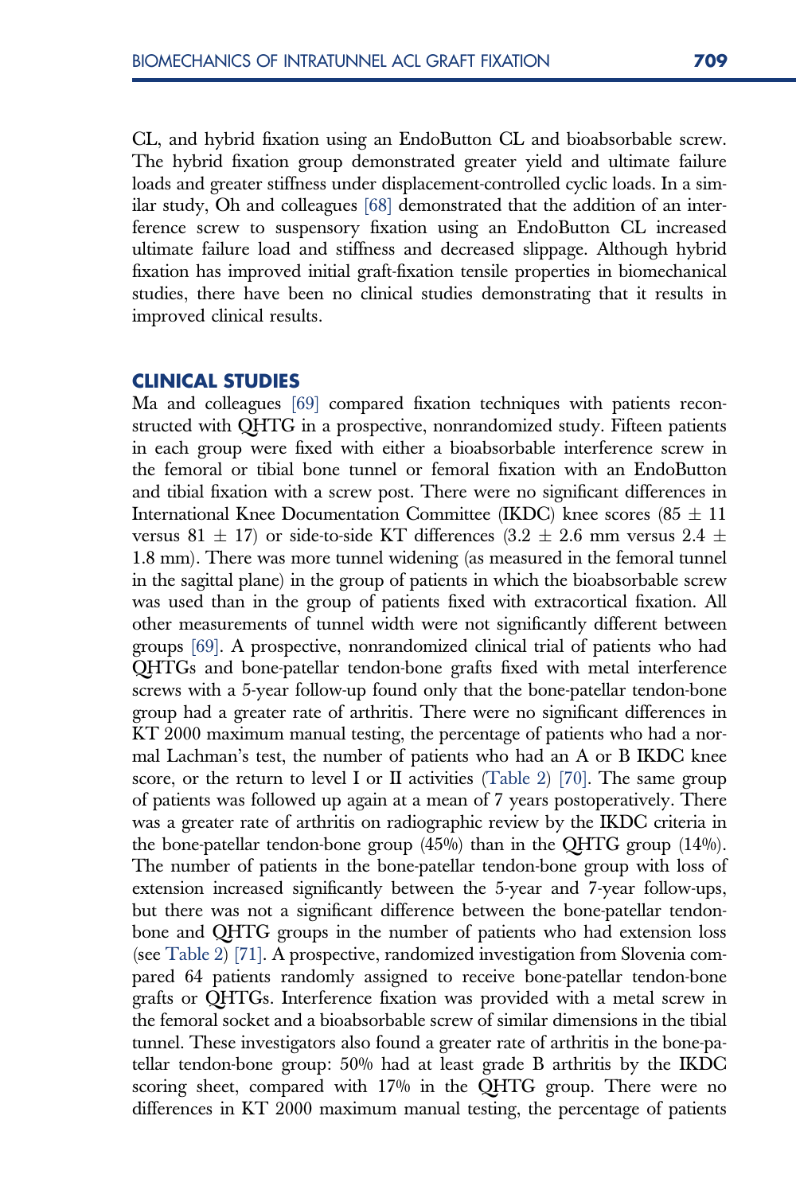CL, and hybrid fixation using an EndoButton CL and bioabsorbable screw. The hybrid fixation group demonstrated greater yield and ultimate failure loads and greater stiffness under displacement-controlled cyclic loads. In a similar study, Oh and colleagues [68] demonstrated that the addition of an interference screw to suspensory fixation using an EndoButton CL increased ultimate failure load and stiffness and decreased slippage. Although hybrid fixation has improved initial graft-fixation tensile properties in biomechanical studies, there have been no clinical studies demonstrating that it results in improved clinical results.

## CLINICAL STUDIES

Ma and colleagues [69] compared fixation techniques with patients reconstructed with QHTG in a prospective, nonrandomized study. Fifteen patients in each group were fixed with either a bioabsorbable interference screw in the femoral or tibial bone tunnel or femoral fixation with an EndoButton and tibial fixation with a screw post. There were no significant differences in International Knee Documentation Committee (IKDC) knee scores (85 ± 11 versus 81 ± 17) or side-to-side KT differences (3.2 ± 2.6 mm versus 2.4 ± 1.8 mm). There was more tunnel widening (as measured in the femoral tunnel in the sagittal plane) in the group of patients in which the bioabsorbable screw was used than in the group of patients fixed with extracortical fixation. All other measurements of tunnel width were not significantly different between groups [69]. A prospective, nonrandomized clinical trial of patients who had QHTGs and bone-patellar tendon-bone grafts fixed with metal interference screws with a 5-year follow-up found only that the bone-patellar tendon-bone group had a greater rate of arthritis. There were no significant differences in KT 2000 maximum manual testing, the percentage of patients who had a normal Lachman's test, the number of patients who had an A or B IKDC knee score, or the return to level I or II activities (Table 2) [70]. The same group of patients was followed up again at a mean of 7 years postoperatively. There was a greater rate of arthritis on radiographic review by the IKDC criteria in the bone-patellar tendon-bone group (45%) than in the QHTG group (14%). The number of patients in the bone-patellar tendon-bone group with loss of extension increased significantly between the 5-year and 7-year follow-ups, but there was not a significant difference between the bone-patellar tendon-bone and QHTG groups in the number of patients who had extension loss (see Table 2) [71]. A prospective, randomized investigation from Slovenia compared 64 patients randomly assigned to receive bone-patellar tendon-bone grafts or QHTGs. Interference fixation was provided with a metal screw in the femoral socket and a bioabsorbable screw of similar dimensions in the tibial tunnel. These investigators also found a greater rate of arthritis in the bone-patellar tendon-bone group: 50% had at least grade B arthritis by the IKDC scoring sheet, compared with 17% in the QHTG group. There were no differences in KT 2000 maximum manual testing, the percentage of patients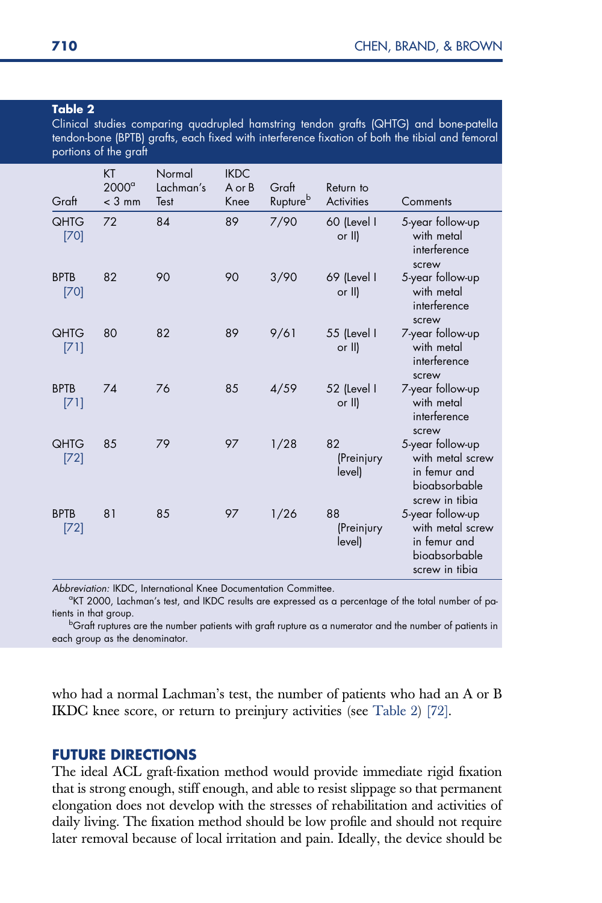**Table 2**
Clinical studies comparing quadrupled hamstring tendon grafts (QHTG) and bone-patella tendon-bone (BPTB) grafts, each fixed with interference fixation of both the tibial and femoral portions of the graft

| Graft | KT 2000[a] < 3 mm | Normal Lachman's Test | IKDC A or B Knee | Graft Rupture[b] | Return to Activities | Comments |
|---|---|---|---|---|---|---|
| QHTG [70] | 72 | 84 | 89 | 7/90 | 60 (Level I or II) | 5-year follow-up with metal interference screw |
| BPTB [70] | 82 | 90 | 90 | 3/90 | 69 (Level I or II) | 5-year follow-up with metal interference screw |
| QHTG [71] | 80 | 82 | 89 | 9/61 | 55 (Level I or II) | 7-year follow-up with metal interference screw |
| BPTB [71] | 74 | 76 | 85 | 4/59 | 52 (Level I or II) | 7-year follow-up with metal interference screw |
| QHTG [72] | 85 | 79 | 97 | 1/28 | 82 (Preinjury level) | 5-year follow-up with metal screw in femur and bioabsorbable screw in tibia |
| BPTB [72] | 81 | 85 | 97 | 1/26 | 88 (Preinjury level) | 5-year follow-up with metal screw in femur and bioabsorbable screw in tibia |

*Abbreviation:* IKDC, International Knee Documentation Committee.
[a]KT 2000, Lachman's test, and IKDC results are expressed as a percentage of the total number of patients in that group.
[b]Graft ruptures are the number patients with graft rupture as a numerator and the number of patients in each group as the denominator.

who had a normal Lachman's test, the number of patients who had an A or B IKDC knee score, or return to preinjury activities (see Table 2) [72].

## FUTURE DIRECTIONS

The ideal ACL graft-fixation method would provide immediate rigid fixation that is strong enough, stiff enough, and able to resist slippage so that permanent elongation does not develop with the stresses of rehabilitation and activities of daily living. The fixation method should be low profile and should not require later removal because of local irritation and pain. Ideally, the device should be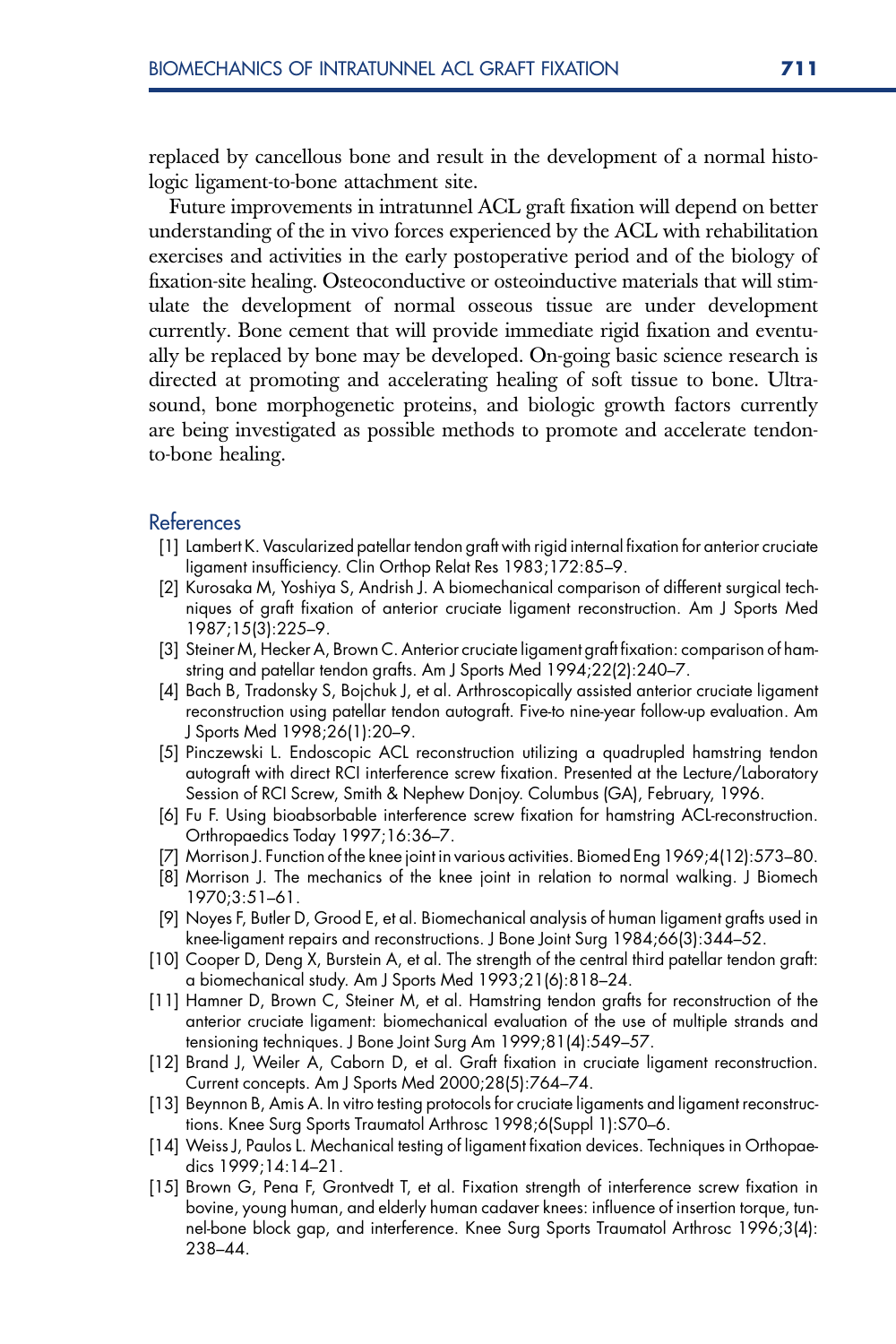replaced by cancellous bone and result in the development of a normal histologic ligament-to-bone attachment site.

Future improvements in intratunnel ACL graft fixation will depend on better understanding of the in vivo forces experienced by the ACL with rehabilitation exercises and activities in the early postoperative period and of the biology of fixation-site healing. Osteoconductive or osteoinductive materials that will stimulate the development of normal osseous tissue are under development currently. Bone cement that will provide immediate rigid fixation and eventually be replaced by bone may be developed. On-going basic science research is directed at promoting and accelerating healing of soft tissue to bone. Ultrasound, bone morphogenetic proteins, and biologic growth factors currently are being investigated as possible methods to promote and accelerate tendon-to-bone healing.

## References

[1] Lambert K. Vascularized patellar tendon graft with rigid internal fixation for anterior cruciate ligament insufficiency. Clin Orthop Relat Res 1983;172:85–9.

[2] Kurosaka M, Yoshiya S, Andrish J. A biomechanical comparison of different surgical techniques of graft fixation of anterior cruciate ligament reconstruction. Am J Sports Med 1987;15(3):225–9.

[3] Steiner M, Hecker A, Brown C. Anterior cruciate ligament graft fixation: comparison of hamstring and patellar tendon grafts. Am J Sports Med 1994;22(2):240–7.

[4] Bach B, Tradonsky S, Bojchuk J, et al. Arthroscopically assisted anterior cruciate ligament reconstruction using patellar tendon autograft. Five-to nine-year follow-up evaluation. Am J Sports Med 1998;26(1):20–9.

[5] Pinczewski L. Endoscopic ACL reconstruction utilizing a quadrupled hamstring tendon autograft with direct RCI interference screw fixation. Presented at the Lecture/Laboratory Session of RCI Screw, Smith & Nephew Donjoy. Columbus (GA), February, 1996.

[6] Fu F. Using bioabsorbable interference screw fixation for hamstring ACL-reconstruction. Orthopaedics Today 1997;16:36–7.

[7] Morrison J. Function of the knee joint in various activities. Biomed Eng 1969;4(12):573–80.

[8] Morrison J. The mechanics of the knee joint in relation to normal walking. J Biomech 1970;3:51–61.

[9] Noyes F, Butler D, Grood E, et al. Biomechanical analysis of human ligament grafts used in knee-ligament repairs and reconstructions. J Bone Joint Surg 1984;66(3):344–52.

[10] Cooper D, Deng X, Burstein A, et al. The strength of the central third patellar tendon graft: a biomechanical study. Am J Sports Med 1993;21(6):818–24.

[11] Hamner D, Brown C, Steiner M, et al. Hamstring tendon grafts for reconstruction of the anterior cruciate ligament: biomechanical evaluation of the use of multiple strands and tensioning techniques. J Bone Joint Surg Am 1999;81(4):549–57.

[12] Brand J, Weiler A, Caborn D, et al. Graft fixation in cruciate ligament reconstruction. Current concepts. Am J Sports Med 2000;28(5):764–74.

[13] Beynnon B, Amis A. In vitro testing protocols for cruciate ligaments and ligament reconstructions. Knee Surg Sports Traumatol Arthrosc 1998;6(Suppl 1):S70–6.

[14] Weiss J, Paulos L. Mechanical testing of ligament fixation devices. Techniques in Orthopaedics 1999;14:14–21.

[15] Brown G, Pena F, Grontvedt T, et al. Fixation strength of interference screw fixation in bovine, young human, and elderly human cadaver knees: influence of insertion torque, tunnel-bone block gap, and interference. Knee Surg Sports Traumatol Arthrosc 1996;3(4):238–44.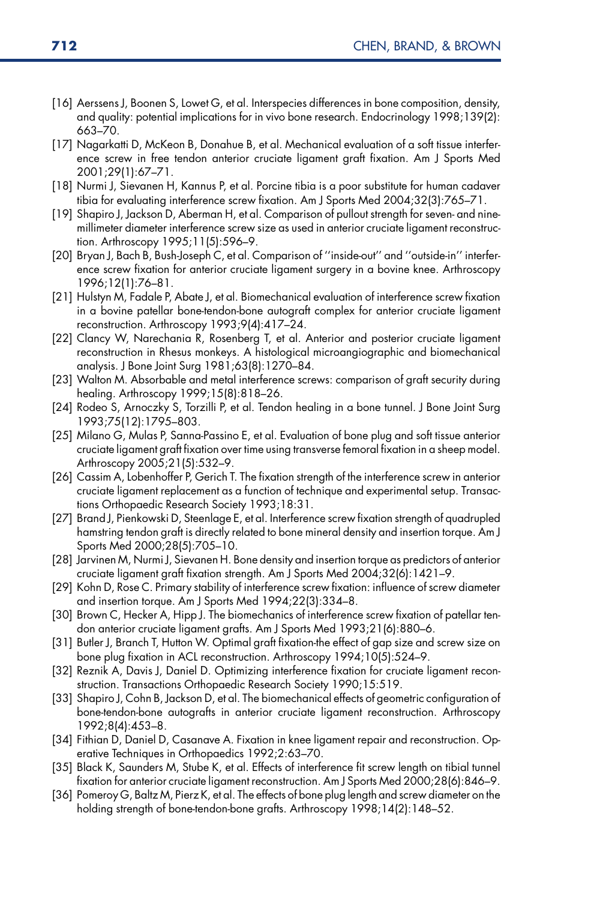[16] Aerssens J, Boonen S, Lowet G, et al. Interspecies differences in bone composition, density, and quality: potential implications for in vivo bone research. Endocrinology 1998;139(2): 663–70.

[17] Nagarkatti D, McKeon B, Donahue B, et al. Mechanical evaluation of a soft tissue interference screw in free tendon anterior cruciate ligament graft fixation. Am J Sports Med 2001;29(1):67–71.

[18] Nurmi J, Sievanen H, Kannus P, et al. Porcine tibia is a poor substitute for human cadaver tibia for evaluating interference screw fixation. Am J Sports Med 2004;32(3):765–71.

[19] Shapiro J, Jackson D, Aberman H, et al. Comparison of pullout strength for seven- and nine-millimeter diameter interference screw size as used in anterior cruciate ligament reconstruction. Arthroscopy 1995;11(5):596–9.

[20] Bryan J, Bach B, Bush-Joseph C, et al. Comparison of ''inside-out'' and ''outside-in'' interference screw fixation for anterior cruciate ligament surgery in a bovine knee. Arthroscopy 1996;12(1):76–81.

[21] Hulstyn M, Fadale P, Abate J, et al. Biomechanical evaluation of interference screw fixation in a bovine patellar bone-tendon-bone autograft complex for anterior cruciate ligament reconstruction. Arthroscopy 1993;9(4):417–24.

[22] Clancy W, Narechania R, Rosenberg T, et al. Anterior and posterior cruciate ligament reconstruction in Rhesus monkeys. A histological microangiographic and biomechanical analysis. J Bone Joint Surg 1981;63(8):1270–84.

[23] Walton M. Absorbable and metal interference screws: comparison of graft security during healing. Arthroscopy 1999;15(8):818–26.

[24] Rodeo S, Arnoczky S, Torzilli P, et al. Tendon healing in a bone tunnel. J Bone Joint Surg 1993;75(12):1795–803.

[25] Milano G, Mulas P, Sanna-Passino E, et al. Evaluation of bone plug and soft tissue anterior cruciate ligament graft fixation over time using transverse femoral fixation in a sheep model. Arthroscopy 2005;21(5):532–9.

[26] Cassim A, Lobenhoffer P, Gerich T. The fixation strength of the interference screw in anterior cruciate ligament replacement as a function of technique and experimental setup. Transactions Orthopaedic Research Society 1993;18:31.

[27] Brand J, Pienkowski D, Steenlage E, et al. Interference screw fixation strength of quadrupled hamstring tendon graft is directly related to bone mineral density and insertion torque. Am J Sports Med 2000;28(5):705–10.

[28] Jarvinen M, Nurmi J, Sievanen H. Bone density and insertion torque as predictors of anterior cruciate ligament graft fixation strength. Am J Sports Med 2004;32(6):1421–9.

[29] Kohn D, Rose C. Primary stability of interference screw fixation: influence of screw diameter and insertion torque. Am J Sports Med 1994;22(3):334–8.

[30] Brown C, Hecker A, Hipp J. The biomechanics of interference screw fixation of patellar tendon anterior cruciate ligament grafts. Am J Sports Med 1993;21(6):880–6.

[31] Butler J, Branch T, Hutton W. Optimal graft fixation-the effect of gap size and screw size on bone plug fixation in ACL reconstruction. Arthroscopy 1994;10(5):524–9.

[32] Reznik A, Davis J, Daniel D. Optimizing interference fixation for cruciate ligament reconstruction. Transactions Orthopaedic Research Society 1990;15:519.

[33] Shapiro J, Cohn B, Jackson D, et al. The biomechanical effects of geometric configuration of bone-tendon-bone autografts in anterior cruciate ligament reconstruction. Arthroscopy 1992;8(4):453–8.

[34] Fithian D, Daniel D, Casanave A. Fixation in knee ligament repair and reconstruction. Operative Techniques in Orthopaedics 1992;2:63–70.

[35] Black K, Saunders M, Stube K, et al. Effects of interference fit screw length on tibial tunnel fixation for anterior cruciate ligament reconstruction. Am J Sports Med 2000;28(6):846–9.

[36] Pomeroy G, Baltz M, Pierz K, et al. The effects of bone plug length and screw diameter on the holding strength of bone-tendon-bone grafts. Arthroscopy 1998;14(2):148–52.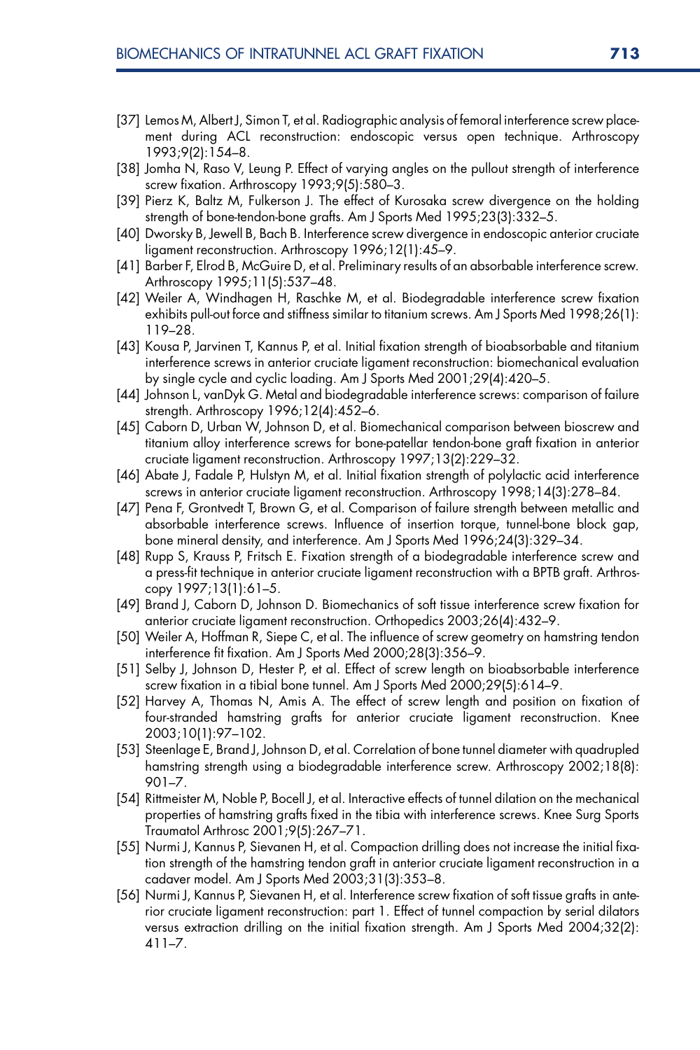[37] Lemos M, Albert J, Simon T, et al. Radiographic analysis of femoral interference screw placement during ACL reconstruction: endoscopic versus open technique. Arthroscopy 1993;9(2):154–8.

[38] Jomha N, Raso V, Leung P. Effect of varying angles on the pullout strength of interference screw fixation. Arthroscopy 1993;9(5):580–3.

[39] Pierz K, Baltz M, Fulkerson J. The effect of Kurosaka screw divergence on the holding strength of bone-tendon-bone grafts. Am J Sports Med 1995;23(3):332–5.

[40] Dworsky B, Jewell B, Bach B. Interference screw divergence in endoscopic anterior cruciate ligament reconstruction. Arthroscopy 1996;12(1):45–9.

[41] Barber F, Elrod B, McGuire D, et al. Preliminary results of an absorbable interference screw. Arthroscopy 1995;11(5):537–48.

[42] Weiler A, Windhagen H, Raschke M, et al. Biodegradable interference screw fixation exhibits pull-out force and stiffness similar to titanium screws. Am J Sports Med 1998;26(1): 119–28.

[43] Kousa P, Jarvinen T, Kannus P, et al. Initial fixation strength of bioabsorbable and titanium interference screws in anterior cruciate ligament reconstruction: biomechanical evaluation by single cycle and cyclic loading. Am J Sports Med 2001;29(4):420–5.

[44] Johnson L, vanDyk G. Metal and biodegradable interference screws: comparison of failure strength. Arthroscopy 1996;12(4):452–6.

[45] Caborn D, Urban W, Johnson D, et al. Biomechanical comparison between bioscrew and titanium alloy interference screws for bone-patellar tendon-bone graft fixation in anterior cruciate ligament reconstruction. Arthroscopy 1997;13(2):229–32.

[46] Abate J, Fadale P, Hulstyn M, et al. Initial fixation strength of polylactic acid interference screws in anterior cruciate ligament reconstruction. Arthroscopy 1998;14(3):278–84.

[47] Pena F, Grontvedt T, Brown G, et al. Comparison of failure strength between metallic and absorbable interference screws. Influence of insertion torque, tunnel-bone block gap, bone mineral density, and interference. Am J Sports Med 1996;24(3):329–34.

[48] Rupp S, Krauss P, Fritsch E. Fixation strength of a biodegradable interference screw and a press-fit technique in anterior cruciate ligament reconstruction with a BPTB graft. Arthroscopy 1997;13(1):61–5.

[49] Brand J, Caborn D, Johnson D. Biomechanics of soft tissue interference screw fixation for anterior cruciate ligament reconstruction. Orthopedics 2003;26(4):432–9.

[50] Weiler A, Hoffman R, Siepe C, et al. The influence of screw geometry on hamstring tendon interference fit fixation. Am J Sports Med 2000;28(3):356–9.

[51] Selby J, Johnson D, Hester P, et al. Effect of screw length on bioabsorbable interference screw fixation in a tibial bone tunnel. Am J Sports Med 2000;29(5):614–9.

[52] Harvey A, Thomas N, Amis A. The effect of screw length and position on fixation of four-stranded hamstring grafts for anterior cruciate ligament reconstruction. Knee 2003;10(1):97–102.

[53] Steenlage E, Brand J, Johnson D, et al. Correlation of bone tunnel diameter with quadrupled hamstring strength using a biodegradable interference screw. Arthroscopy 2002;18(8): 901–7.

[54] Rittmeister M, Noble P, Bocell J, et al. Interactive effects of tunnel dilation on the mechanical properties of hamstring grafts fixed in the tibia with interference screws. Knee Surg Sports Traumatol Arthrosc 2001;9(5):267–71.

[55] Nurmi J, Kannus P, Sievanen H, et al. Compaction drilling does not increase the initial fixation strength of the hamstring tendon graft in anterior cruciate ligament reconstruction in a cadaver model. Am J Sports Med 2003;31(3):353–8.

[56] Nurmi J, Kannus P, Sievanen H, et al. Interference screw fixation of soft tissue grafts in anterior cruciate ligament reconstruction: part 1. Effect of tunnel compaction by serial dilators versus extraction drilling on the initial fixation strength. Am J Sports Med 2004;32(2): 411–7.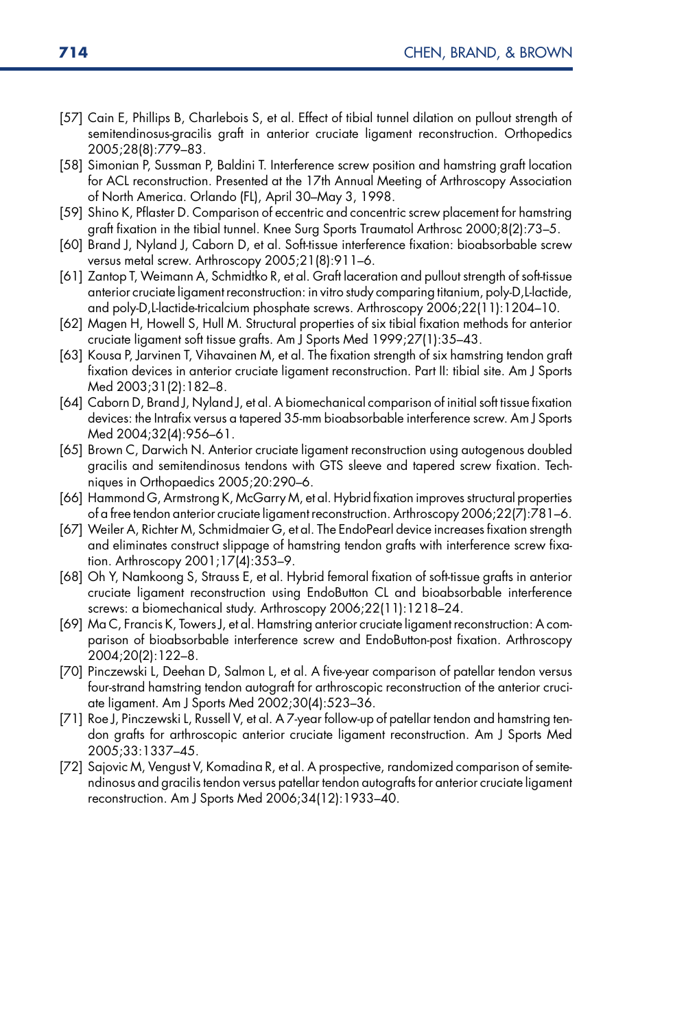[57] Cain E, Phillips B, Charlebois S, et al. Effect of tibial tunnel dilation on pullout strength of semitendinosus-gracilis graft in anterior cruciate ligament reconstruction. Orthopedics 2005;28(8):779–83.

[58] Simonian P, Sussman P, Baldini T. Interference screw position and hamstring graft location for ACL reconstruction. Presented at the 17th Annual Meeting of Arthroscopy Association of North America. Orlando (FL), April 30–May 3, 1998.

[59] Shino K, Pflaster D. Comparison of eccentric and concentric screw placement for hamstring graft fixation in the tibial tunnel. Knee Surg Sports Traumatol Arthrosc 2000;8(2):73–5.

[60] Brand J, Nyland J, Caborn D, et al. Soft-tissue interference fixation: bioabsorbable screw versus metal screw. Arthroscopy 2005;21(8):911–6.

[61] Zantop T, Weimann A, Schmidtko R, et al. Graft laceration and pullout strength of soft-tissue anterior cruciate ligament reconstruction: in vitro study comparing titanium, poly-D,L-lactide, and poly-D,L-lactide-tricalcium phosphate screws. Arthroscopy 2006;22(11):1204–10.

[62] Magen H, Howell S, Hull M. Structural properties of six tibial fixation methods for anterior cruciate ligament soft tissue grafts. Am J Sports Med 1999;27(1):35–43.

[63] Kousa P, Jarvinen T, Vihavainen M, et al. The fixation strength of six hamstring tendon graft fixation devices in anterior cruciate ligament reconstruction. Part II: tibial site. Am J Sports Med 2003;31(2):182–8.

[64] Caborn D, Brand J, Nyland J, et al. A biomechanical comparison of initial soft tissue fixation devices: the Intrafix versus a tapered 35-mm bioabsorbable interference screw. Am J Sports Med 2004;32(4):956–61.

[65] Brown C, Darwich N. Anterior cruciate ligament reconstruction using autogenous doubled gracilis and semitendinosus tendons with GTS sleeve and tapered screw fixation. Techniques in Orthopaedics 2005;20:290–6.

[66] Hammond G, Armstrong K, McGarry M, et al. Hybrid fixation improves structural properties of a free tendon anterior cruciate ligament reconstruction. Arthroscopy 2006;22(7):781–6.

[67] Weiler A, Richter M, Schmidmaier G, et al. The EndoPearl device increases fixation strength and eliminates construct slippage of hamstring tendon grafts with interference screw fixation. Arthroscopy 2001;17(4):353–9.

[68] Oh Y, Namkoong S, Strauss E, et al. Hybrid femoral fixation of soft-tissue grafts in anterior cruciate ligament reconstruction using EndoButton CL and bioabsorbable interference screws: a biomechanical study. Arthroscopy 2006;22(11):1218–24.

[69] Ma C, Francis K, Towers J, et al. Hamstring anterior cruciate ligament reconstruction: A comparison of bioabsorbable interference screw and EndoButton-post fixation. Arthroscopy 2004;20(2):122–8.

[70] Pinczewski L, Deehan D, Salmon L, et al. A five-year comparison of patellar tendon versus four-strand hamstring tendon autograft for arthroscopic reconstruction of the anterior cruciate ligament. Am J Sports Med 2002;30(4):523–36.

[71] Roe J, Pinczewski L, Russell V, et al. A 7-year follow-up of patellar tendon and hamstring tendon grafts for arthroscopic anterior cruciate ligament reconstruction. Am J Sports Med 2005;33:1337–45.

[72] Sajovic M, Vengust V, Komadina R, et al. A prospective, randomized comparison of semitendinosus and gracilis tendon versus patellar tendon autografts for anterior cruciate ligament reconstruction. Am J Sports Med 2006;34(12):1933–40.